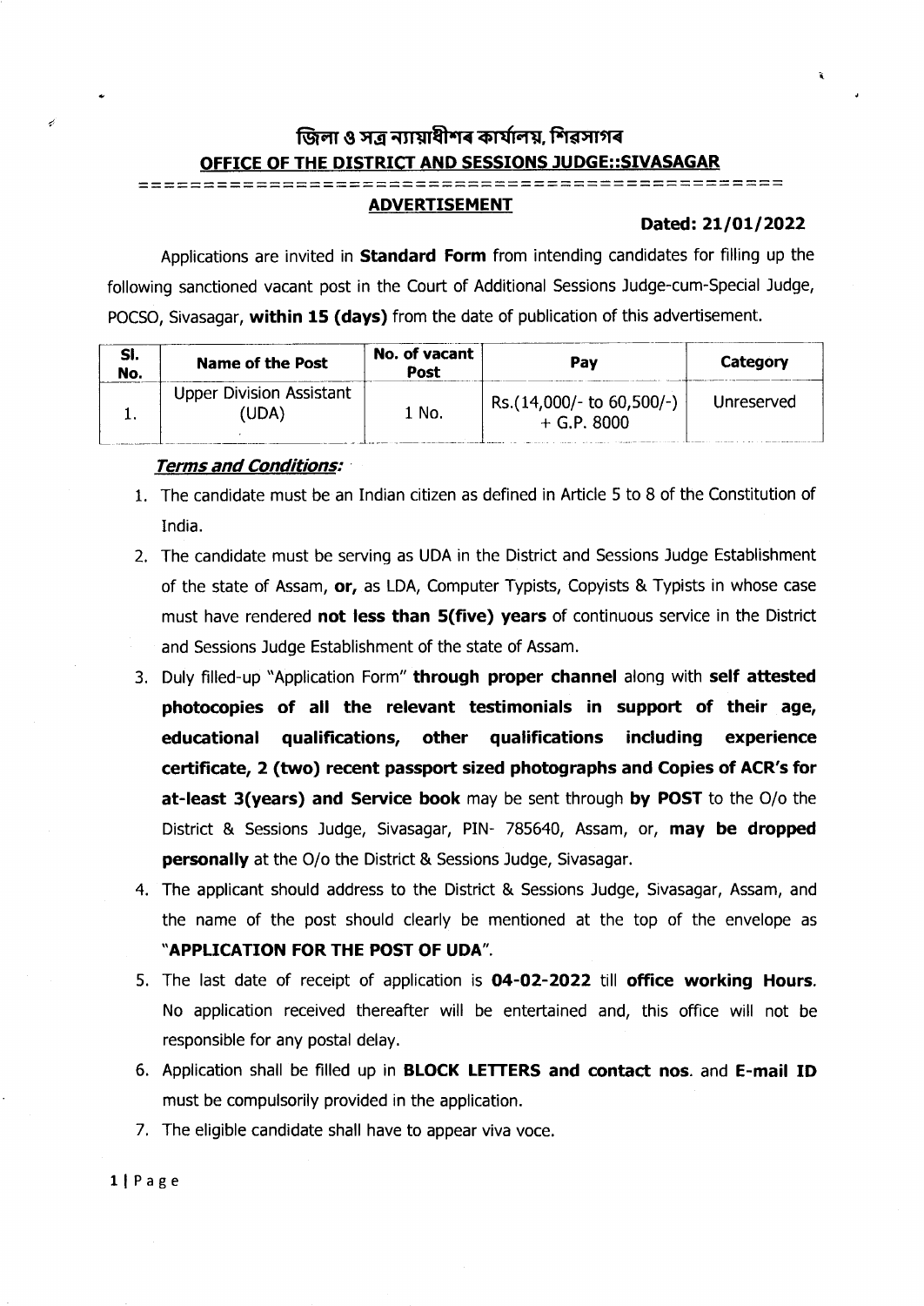# জিলা ও সত্ৰ ন্যায়াধীশৰ কাৰ্যালয়, শিৱসাগৰ

## OFFICE OF THE DISTRICT AND SESSIONS JUDGE::SIVASAGAR

### ADVERTISEMENT

**Dated: 21/01/2022**

Applications are invited in **Standard Form** from intending candidates for filling up the following sanctioned vacant post in the Court of Additional Sessions Judge-cum-Special Judge, POCSO, Sivasagar, **within 15 (days)** from the date of publication of this advertisement.

| Sl. No. | Name of the Post | No. of vacant Post | Pay | Category |
|---|---|---|---|---|
| 1. | Upper Division Assistant (UDA) | 1 No. | Rs.(14,000/- to 60,500/-) + G.P. 8000 | Unreserved |

***Terms and Conditions:***

1. The candidate must be an Indian citizen as defined in Article 5 to 8 of the Constitution of India.
2. The candidate must be serving as UDA in the District and Sessions Judge Establishment of the state of Assam, **or,** as LDA, Computer Typists, Copyists & Typists in whose case must have rendered **not less than 5(five) years** of continuous service in the District and Sessions Judge Establishment of the state of Assam.
3. Duly filled-up "Application Form" **through proper channel** along with **self attested photocopies of all the relevant testimonials in support of their age, educational qualifications, other qualifications including experience certificate, 2 (two) recent passport sized photographs and Copies of ACR's for at-least 3(years) and Service book** may be sent through **by POST** to the O/o the District & Sessions Judge, Sivasagar, PIN- 785640, Assam, or, **may be dropped personally** at the O/o the District & Sessions Judge, Sivasagar.
4. The applicant should address to the District & Sessions Judge, Sivasagar, Assam, and the name of the post should clearly be mentioned at the top of the envelope as **"APPLICATION FOR THE POST OF UDA"**.
5. The last date of receipt of application is **04-02-2022** till **office working Hours**. No application received thereafter will be entertained and, this office will not be responsible for any postal delay.
6. Application shall be filled up in **BLOCK LETTERS and contact nos**. and **E-mail ID** must be compulsorily provided in the application.
7. The eligible candidate shall have to appear viva voce.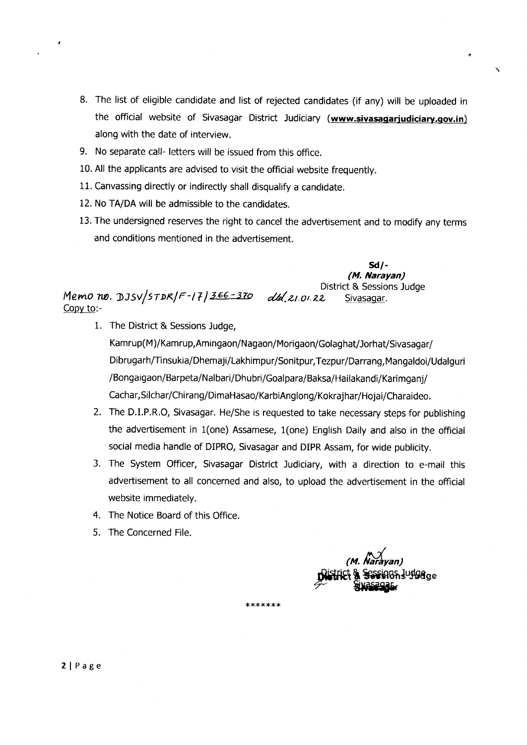8. The list of eligible candidate and list of rejected candidates (if any) will be uploaded in the official website of Sivasagar District Judiciary (**www.sivasagarjudiciary.gov.in**) along with the date of interview.
9. No separate call- letters will be issued from this office.
10. All the applicants are advised to visit the official website frequently.
11. Canvassing directly or indirectly shall disqualify a candidate.
12. No TA/DA will be admissible to the candidates.
13. The undersigned reserves the right to cancel the advertisement and to modify any terms and conditions mentioned in the advertisement.

**Sd/-**
***(M. Narayan)***
District & Sessions Judge
Sivasagar.

Memo no. DJSV/STDR/F-17/366-370 dtd.21.01.22

Copy to:-

1. The District & Sessions Judge, Kamrup(M)/Kamrup,Amingaon/Nagaon/Morigaon/Golaghat/Jorhat/Sivasagar/Dibrugarh/Tinsukia/Dhemaji/Lakhimpur/Sonitpur,Tezpur/Darrang,Mangaldoi/Udalguri/Bongaigaon/Barpeta/Nalbari/Dhubri/Goalpara/Baksa/Hailakandi/Karimganj/Cachar,Silchar/Chirang/DimaHasao/KarbiAnglong/Kokrajhar/Hojai/Charaideo.
2. The D.I.P.R.O, Sivasagar. He/She is requested to take necessary steps for publishing the advertisement in 1(one) Assamese, 1(one) English Daily and also in the official social media handle of DIPRO, Sivasagar and DIPR Assam, for wide publicity.
3. The System Officer, Sivasagar District Judiciary, with a direction to e-mail this advertisement to all concerned and also, to upload the advertisement in the official website immediately.
4. The Notice Board of this Office.
5. The Concerned File.

***(M. Narayan)***
District & Sessions Judge
Sivasagar

\*\*\*\*\*\*\*